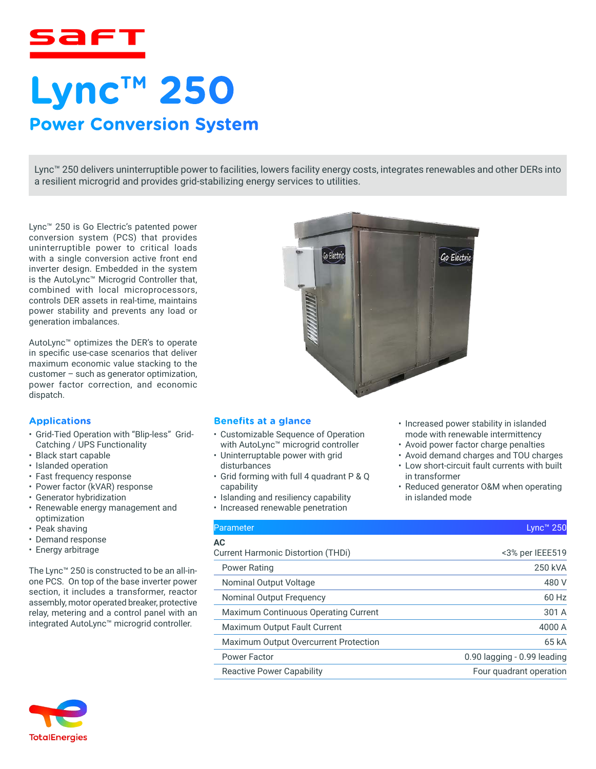# Lync™ 250

## Power Conversion System

Lync™ 250 delivers uninterruptible power to facilities, lowers facility energy costs, integrates renewables and other DERs into a resilient microgrid and provides grid-stabilizing energy services to utilities.

Lync™ 250 is Go Electric's patented power conversion system (PCS) that provides uninterruptible power to critical loads with a single conversion active front end inverter design. Embedded in the system is the AutoLync™ Microgrid Controller that, combined with local microprocessors, controls DER assets in real-time, maintains power stability and prevents any load or generation imbalances.

AutoLync™ optimizes the DER's to operate in specific use-case scenarios that deliver maximum economic value stacking to the customer – such as generator optimization, power factor correction, and economic dispatch.

### Applications

- Grid-Tied Operation with "Blip-less" Grid-Catching / UPS Functionality
- Black start capable
- Islanded operation
- Fast frequency response
- Power factor (kVAR) response
- Generator hybridization
- Renewable energy management and optimization
- Peak shaving
- Demand response
- Energy arbitrage

The Lync™ 250 is constructed to be an all-in-one PCS. On top of the base inverter power section, it includes a transformer, reactor assembly, motor operated breaker, protective relay, metering and a control panel with an integrated AutoLync™ microgrid controller.

### Benefits at a glance

- Customizable Sequence of Operation with AutoLync™ microgrid controller
- Uninterruptable power with grid disturbances
- Grid forming with full 4 quadrant P & Q capability
- Islanding and resiliency capability
- Increased renewable penetration
- Increased power stability in islanded mode with renewable intermittency
- Avoid power factor charge penalties
- Avoid demand charges and TOU charges
- Low short-circuit fault currents with built in transformer
- Reduced generator O&M when operating in islanded mode

| Parameter | Lync™ 250 |
|---|---|
| **AC** | |
| Current Harmonic Distortion (THDi) | <3% per IEEE519 |
| Power Rating | 250 kVA |
| Nominal Output Voltage | 480 V |
| Nominal Output Frequency | 60 Hz |
| Maximum Continuous Operating Current | 301 A |
| Maximum Output Fault Current | 4000 A |
| Maximum Output Overcurrent Protection | 65 kA |
| Power Factor | 0.90 lagging - 0.99 leading |
| Reactive Power Capability | Four quadrant operation |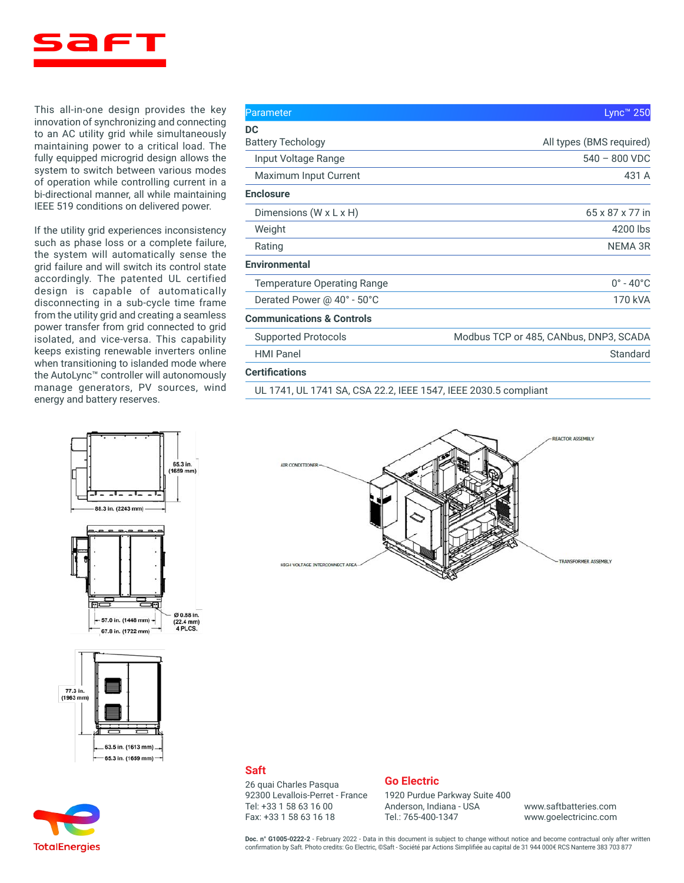This all-in-one design provides the key innovation of synchronizing and connecting to an AC utility grid while simultaneously maintaining power to a critical load. The fully equipped microgrid design allows the system to switch between various modes of operation while controlling current in a bi-directional manner, all while maintaining IEEE 519 conditions on delivered power.

If the utility grid experiences inconsistency such as phase loss or a complete failure, the system will automatically sense the grid failure and will switch its control state accordingly. The patented UL certified design is capable of automatically disconnecting in a sub-cycle time frame from the utility grid and creating a seamless power transfer from grid connected to grid isolated, and vice-versa. This capability keeps existing renewable inverters online when transitioning to islanded mode where the AutoLync™ controller will autonomously manage generators, PV sources, wind energy and battery reserves.

| Parameter | Lync™ 250 |
|---|---|
| **DC** | |
| Battery Techology | All types (BMS required) |
| Input Voltage Range | 540 – 800 VDC |
| Maximum Input Current | 431 A |
| **Enclosure** | |
| Dimensions (W x L x H) | 65 x 87 x 77 in |
| Weight | 4200 lbs |
| Rating | NEMA 3R |
| **Environmental** | |
| Temperature Operating Range | 0° - 40°C |
| Derated Power @ 40° - 50°C | 170 kVA |
| **Communications & Controls** | |
| Supported Protocols | Modbus TCP or 485, CANbus, DNP3, SCADA |
| HMI Panel | Standard |
| **Certifications** | |
| UL 1741, UL 1741 SA, CSA 22.2, IEEE 1547, IEEE 2030.5 compliant | |

65.3 in. (1659 mm)
88.3 in. (2243 mm)
57.0 in. (1448 mm)
67.8 in. (1722 mm)
Ø 0.88 in. (22.4 mm) 4 PLCS.
77.3 in. (1963 mm)
63.5 in. (1613 mm)
65.3 in. (1659 mm)

AIR CONDITIONER
REACTOR ASSEMBLY
HIGH VOLTAGE INTERCONNECT AREA
TRANSFORMER ASSEMBLY

**Saft**
26 quai Charles Pasqua
92300 Levallois-Perret - France
Tel: +33 1 58 63 16 00
Fax: +33 1 58 63 16 18

**Go Electric**
1920 Purdue Parkway Suite 400
Anderson, Indiana - USA
Tel.: 765-400-1347

www.saftbatteries.com
www.goelectricinc.com

**Doc. n° G1005-0222-2** - February 2022 - Data in this document is subject to change without notice and become contractual only after written confirmation by Saft. Photo credits: Go Electric, ©Saft - Société par Actions Simplifiée au capital de 31 944 000€ RCS Nanterre 383 703 877

TotalEnergies